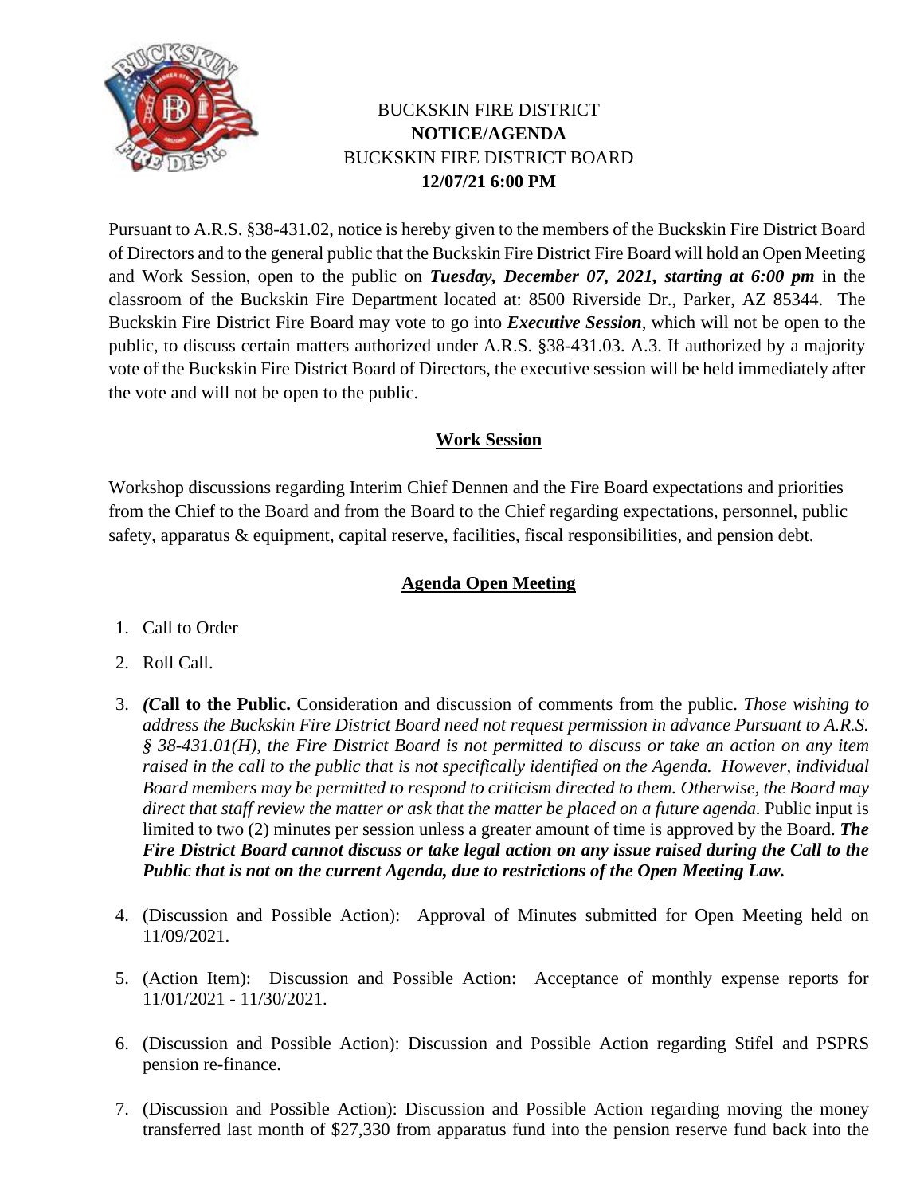BUCKSKIN FIRE DISTRICT
**NOTICE/AGENDA**
BUCKSKIN FIRE DISTRICT BOARD
**12/07/21 6:00 PM**

Pursuant to A.R.S. §38-431.02, notice is hereby given to the members of the Buckskin Fire District Board of Directors and to the general public that the Buckskin Fire District Fire Board will hold an Open Meeting and Work Session, open to the public on ***Tuesday, December 07, 2021, starting at 6:00 pm*** in the classroom of the Buckskin Fire Department located at: 8500 Riverside Dr., Parker, AZ 85344. The Buckskin Fire District Fire Board may vote to go into ***Executive Session***, which will not be open to the public, to discuss certain matters authorized under A.R.S. §38-431.03. A.3. If authorized by a majority vote of the Buckskin Fire District Board of Directors, the executive session will be held immediately after the vote and will not be open to the public.

## Work Session

Workshop discussions regarding Interim Chief Dennen and the Fire Board expectations and priorities from the Chief to the Board and from the Board to the Chief regarding expectations, personnel, public safety, apparatus & equipment, capital reserve, facilities, fiscal responsibilities, and pension debt.

## Agenda Open Meeting

1. Call to Order
2. Roll Call.
3. ***(C*all to the Public.** Consideration and discussion of comments from the public. *Those wishing to address the Buckskin Fire District Board need not request permission in advance Pursuant to A.R.S. § 38-431.01(H), the Fire District Board is not permitted to discuss or take an action on any item raised in the call to the public that is not specifically identified on the Agenda. However, individual Board members may be permitted to respond to criticism directed to them. Otherwise, the Board may direct that staff review the matter or ask that the matter be placed on a future agenda.* Public input is limited to two (2) minutes per session unless a greater amount of time is approved by the Board. ***The Fire District Board cannot discuss or take legal action on any issue raised during the Call to the Public that is not on the current Agenda, due to restrictions of the Open Meeting Law.***
4. (Discussion and Possible Action): Approval of Minutes submitted for Open Meeting held on 11/09/2021.
5. (Action Item): Discussion and Possible Action: Acceptance of monthly expense reports for 11/01/2021 - 11/30/2021.
6. (Discussion and Possible Action): Discussion and Possible Action regarding Stifel and PSPRS pension re-finance.
7. (Discussion and Possible Action): Discussion and Possible Action regarding moving the money transferred last month of $27,330 from apparatus fund into the pension reserve fund back into the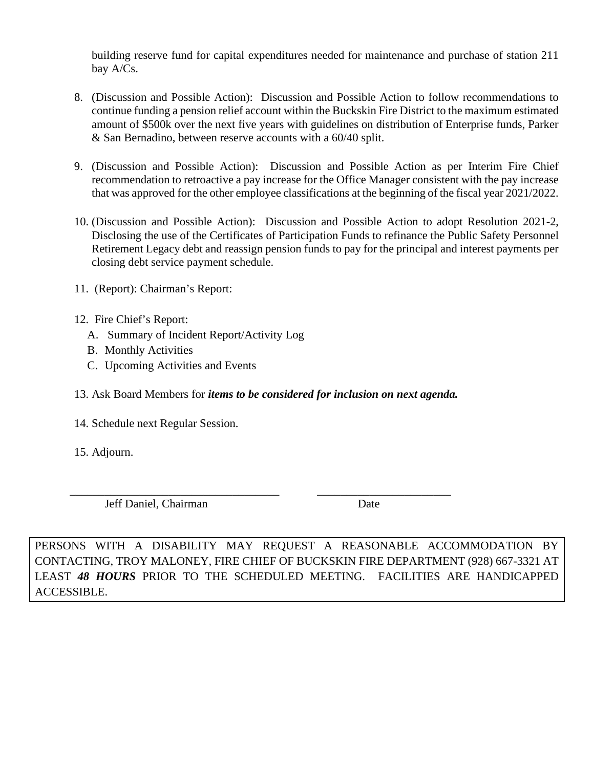building reserve fund for capital expenditures needed for maintenance and purchase of station 211 bay A/Cs.

8. (Discussion and Possible Action): Discussion and Possible Action to follow recommendations to continue funding a pension relief account within the Buckskin Fire District to the maximum estimated amount of $500k over the next five years with guidelines on distribution of Enterprise funds, Parker & San Bernadino, between reserve accounts with a 60/40 split.

9. (Discussion and Possible Action): Discussion and Possible Action as per Interim Fire Chief recommendation to retroactive a pay increase for the Office Manager consistent with the pay increase that was approved for the other employee classifications at the beginning of the fiscal year 2021/2022.

10. (Discussion and Possible Action): Discussion and Possible Action to adopt Resolution 2021-2, Disclosing the use of the Certificates of Participation Funds to refinance the Public Safety Personnel Retirement Legacy debt and reassign pension funds to pay for the principal and interest payments per closing debt service payment schedule.

11. (Report): Chairman's Report:

12. Fire Chief's Report:
    A. Summary of Incident Report/Activity Log
    B. Monthly Activities
    C. Upcoming Activities and Events

13. Ask Board Members for ***items to be considered for inclusion on next agenda.***

14. Schedule next Regular Session.

15. Adjourn.

\_\_\_\_\_\_\_\_\_\_\_\_\_\_\_\_\_\_\_\_\_\_\_\_\_\_\_\_\_\_\_\_\_\_\_\_\_ \_\_\_\_\_\_\_\_\_\_\_\_\_\_\_\_\_\_\_\_\_\_\_\_

Jeff Daniel, Chairman Date

PERSONS WITH A DISABILITY MAY REQUEST A REASONABLE ACCOMMODATION BY CONTACTING, TROY MALONEY, FIRE CHIEF OF BUCKSKIN FIRE DEPARTMENT (928) 667-3321 AT LEAST ***48 HOURS*** PRIOR TO THE SCHEDULED MEETING. FACILITIES ARE HANDICAPPED ACCESSIBLE.